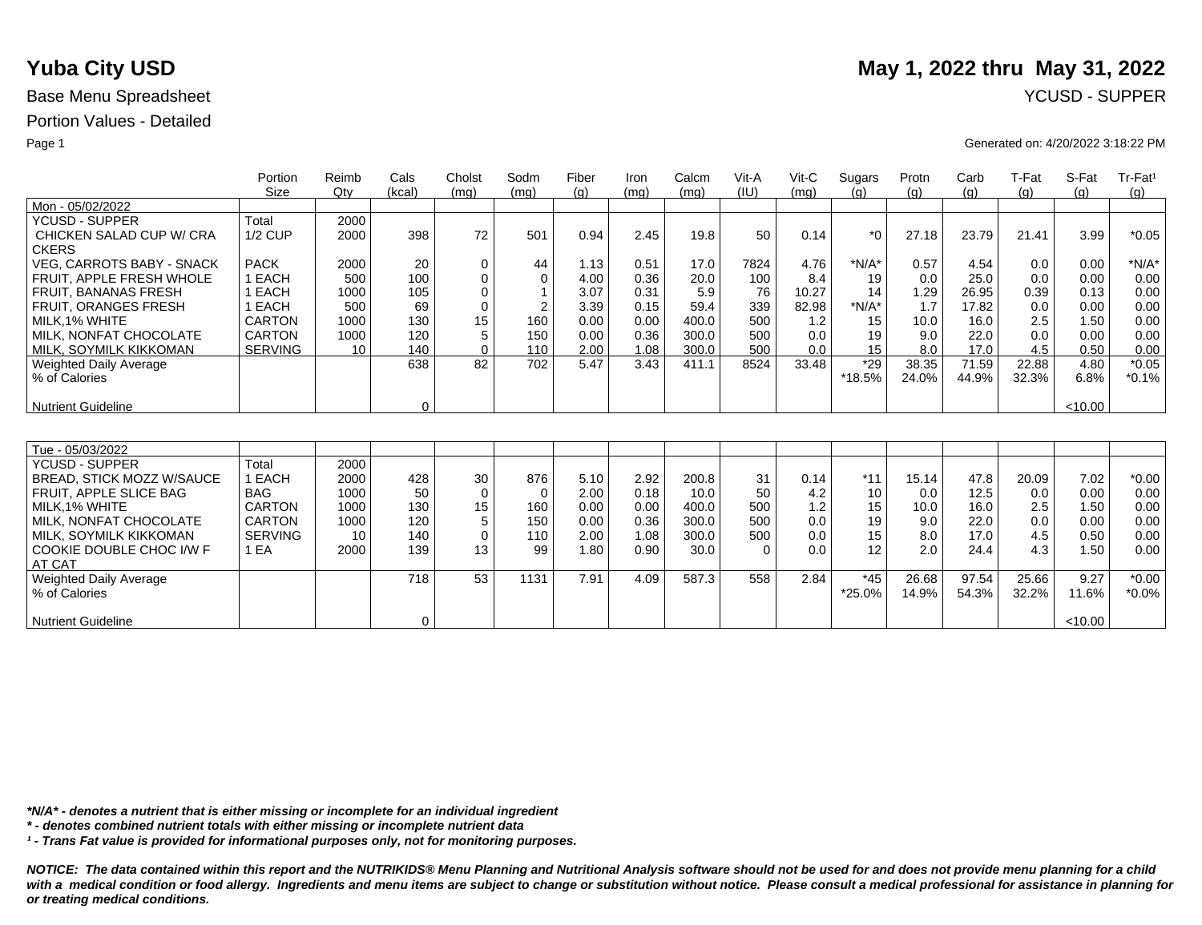# Yuba City USD

**May 1, 2022 thru May 31, 2022**

Base Menu Spreadsheet

YCUSD - SUPPER

Portion Values - Detailed

Generated on: 4/20/2022 3:18:22 PM

| | Portion Size | Reimb Qty | Cals (kcal) | Cholst (mg) | Sodm (mg) | Fiber (g) | Iron (mg) | Calcm (mg) | Vit-A (IU) | Vit-C (mg) | Sugars (g) | Protn (g) | Carb (g) | T-Fat (g) | S-Fat (g) | Tr-Fat¹ (g) |
|---|---|---|---|---|---|---|---|---|---|---|---|---|---|---|---|---|
| Mon - 05/02/2022 | | | | | | | | | | | | | | | | |
| YCUSD - SUPPER | Total | 2000 | | | | | | | | | | | | | | |
| CHICKEN SALAD CUP W/ CRACKERS | 1/2 CUP | 2000 | 398 | 72 | 501 | 0.94 | 2.45 | 19.8 | 50 | 0.14 | *0 | 27.18 | 23.79 | 21.41 | 3.99 | *0.05 |
| VEG, CARROTS BABY - SNACK | PACK | 2000 | 20 | 0 | 44 | 1.13 | 0.51 | 17.0 | 7824 | 4.76 | *N/A* | 0.57 | 4.54 | 0.0 | 0.00 | *N/A* |
| FRUIT, APPLE FRESH WHOLE | 1 EACH | 500 | 100 | 0 | 0 | 4.00 | 0.36 | 20.0 | 100 | 8.4 | 19 | 0.0 | 25.0 | 0.0 | 0.00 | 0.00 |
| FRUIT, BANANAS FRESH | 1 EACH | 1000 | 105 | 0 | 1 | 3.07 | 0.31 | 5.9 | 76 | 10.27 | 14 | 1.29 | 26.95 | 0.39 | 0.13 | 0.00 |
| FRUIT, ORANGES FRESH | 1 EACH | 500 | 69 | 0 | 2 | 3.39 | 0.15 | 59.4 | 339 | 82.98 | *N/A* | 1.7 | 17.82 | 0.0 | 0.00 | 0.00 |
| MILK,1% WHITE | CARTON | 1000 | 130 | 15 | 160 | 0.00 | 0.00 | 400.0 | 500 | 1.2 | 15 | 10.0 | 16.0 | 2.5 | 1.50 | 0.00 |
| MILK, NONFAT CHOCOLATE | CARTON | 1000 | 120 | 5 | 150 | 0.00 | 0.36 | 300.0 | 500 | 0.0 | 19 | 9.0 | 22.0 | 0.0 | 0.00 | 0.00 |
| MILK, SOYMILK KIKKOMAN | SERVING | 10 | 140 | 0 | 110 | 2.00 | 1.08 | 300.0 | 500 | 0.0 | 15 | 8.0 | 17.0 | 4.5 | 0.50 | 0.00 |
| Weighted Daily Average | | | 638 | 82 | 702 | 5.47 | 3.43 | 411.1 | 8524 | 33.48 | *29 | 38.35 | 71.59 | 22.88 | 4.80 | *0.05 |
| % of Calories | | | | | | | | | | | *18.5% | 24.0% | 44.9% | 32.3% | 6.8% | *0.1% |
| Nutrient Guideline | | | 0 | | | | | | | | | | | | <10.00 | |

| | Portion Size | Reimb Qty | Cals (kcal) | Cholst (mg) | Sodm (mg) | Fiber (g) | Iron (mg) | Calcm (mg) | Vit-A (IU) | Vit-C (mg) | Sugars (g) | Protn (g) | Carb (g) | T-Fat (g) | S-Fat (g) | Tr-Fat¹ (g) |
|---|---|---|---|---|---|---|---|---|---|---|---|---|---|---|---|---|
| Tue - 05/03/2022 | | | | | | | | | | | | | | | | |
| YCUSD - SUPPER | Total | 2000 | | | | | | | | | | | | | | |
| BREAD, STICK MOZZ W/SAUCE | 1 EACH | 2000 | 428 | 30 | 876 | 5.10 | 2.92 | 200.8 | 31 | 0.14 | *11 | 15.14 | 47.8 | 20.09 | 7.02 | *0.00 |
| FRUIT, APPLE SLICE BAG | BAG | 1000 | 50 | 0 | 0 | 2.00 | 0.18 | 10.0 | 50 | 4.2 | 10 | 0.0 | 12.5 | 0.0 | 0.00 | 0.00 |
| MILK,1% WHITE | CARTON | 1000 | 130 | 15 | 160 | 0.00 | 0.00 | 400.0 | 500 | 1.2 | 15 | 10.0 | 16.0 | 2.5 | 1.50 | 0.00 |
| MILK, NONFAT CHOCOLATE | CARTON | 1000 | 120 | 5 | 150 | 0.00 | 0.36 | 300.0 | 500 | 0.0 | 19 | 9.0 | 22.0 | 0.0 | 0.00 | 0.00 |
| MILK, SOYMILK KIKKOMAN | SERVING | 10 | 140 | 0 | 110 | 2.00 | 1.08 | 300.0 | 500 | 0.0 | 15 | 8.0 | 17.0 | 4.5 | 0.50 | 0.00 |
| COOKIE DOUBLE CHOC I/W F AT CAT | 1 EA | 2000 | 139 | 13 | 99 | 1.80 | 0.90 | 30.0 | 0 | 0.0 | 12 | 2.0 | 24.4 | 4.3 | 1.50 | 0.00 |
| Weighted Daily Average | | | 718 | 53 | 1131 | 7.91 | 4.09 | 587.3 | 558 | 2.84 | *45 | 26.68 | 97.54 | 25.66 | 9.27 | *0.00 |
| % of Calories | | | | | | | | | | | *25.0% | 14.9% | 54.3% | 32.2% | 11.6% | *0.0% |
| Nutrient Guideline | | | 0 | | | | | | | | | | | | <10.00 | |

***N/A* - denotes a nutrient that is either missing or incomplete for an individual ingredient***

***\* - denotes combined nutrient totals with either missing or incomplete nutrient data***

***¹ - Trans Fat value is provided for informational purposes only, not for monitoring purposes.***

***NOTICE: The data contained within this report and the NUTRIKIDS® Menu Planning and Nutritional Analysis software should not be used for and does not provide menu planning for a child with a medical condition or food allergy. Ingredients and menu items are subject to change or substitution without notice. Please consult a medical professional for assistance in planning for or treating medical conditions.***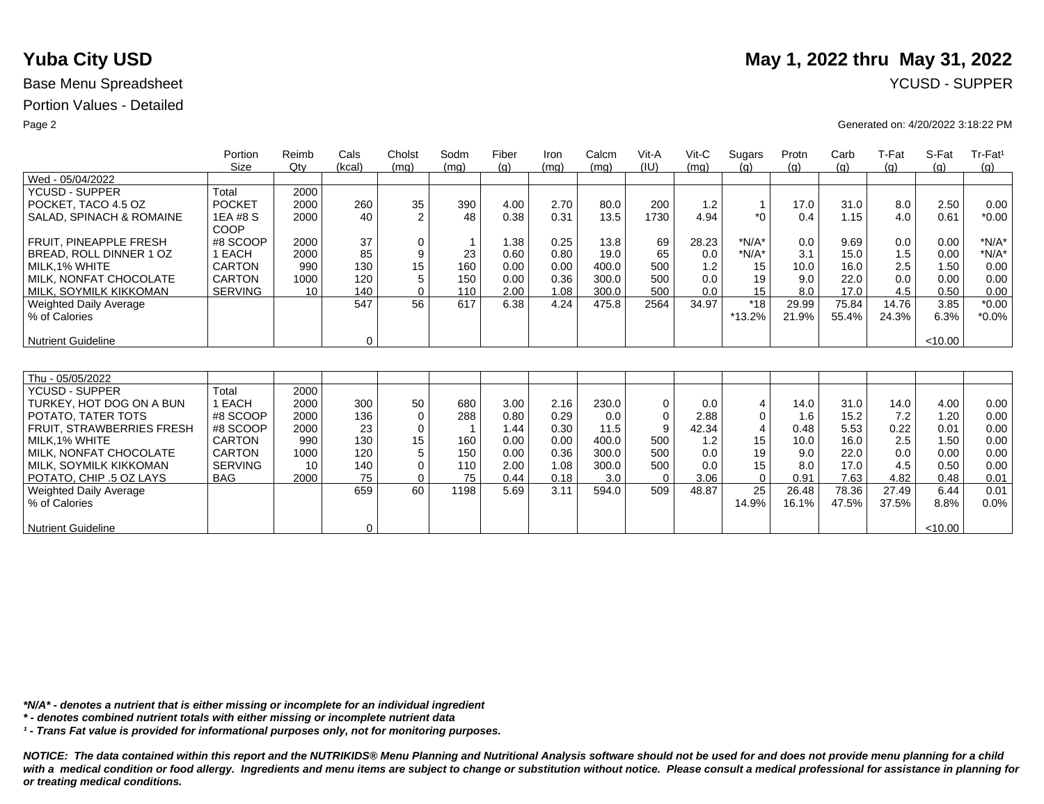# Yuba City USD

**May 1, 2022 thru May 31, 2022**

Base Menu Spreadsheet

YCUSD - SUPPER

Portion Values - Detailed

Generated on: 4/20/2022 3:18:22 PM

| | Portion Size | Reimb Qty | Cals (kcal) | Cholst (mg) | Sodm (mg) | Fiber (g) | Iron (mg) | Calcm (mg) | Vit-A (IU) | Vit-C (mg) | Sugars (g) | Protn (g) | Carb (g) | T-Fat (g) | S-Fat (g) | Tr-Fat¹ (g) |
|---|---|---|---|---|---|---|---|---|---|---|---|---|---|---|---|---|
| Wed - 05/04/2022 | | | | | | | | | | | | | | | | |
| YCUSD - SUPPER | Total | 2000 | | | | | | | | | | | | | | |
| POCKET, TACO 4.5 OZ | POCKET | 2000 | 260 | 35 | 390 | 4.00 | 2.70 | 80.0 | 200 | 1.2 | 1 | 17.0 | 31.0 | 8.0 | 2.50 | 0.00 |
| SALAD, SPINACH & ROMAINE | 1EA #8 S COOP | 2000 | 40 | 2 | 48 | 0.38 | 0.31 | 13.5 | 1730 | 4.94 | *0 | 0.4 | 1.15 | 4.0 | 0.61 | *0.00 |
| FRUIT, PINEAPPLE FRESH | #8 SCOOP | 2000 | 37 | 0 | 1 | 1.38 | 0.25 | 13.8 | 69 | 28.23 | *N/A* | 0.0 | 9.69 | 0.0 | 0.00 | *N/A* |
| BREAD, ROLL DINNER 1 OZ | 1 EACH | 2000 | 85 | 9 | 23 | 0.60 | 0.80 | 19.0 | 65 | 0.0 | *N/A* | 3.1 | 15.0 | 1.5 | 0.00 | *N/A* |
| MILK,1% WHITE | CARTON | 990 | 130 | 15 | 160 | 0.00 | 0.00 | 400.0 | 500 | 1.2 | 15 | 10.0 | 16.0 | 2.5 | 1.50 | 0.00 |
| MILK, NONFAT CHOCOLATE | CARTON | 1000 | 120 | 5 | 150 | 0.00 | 0.36 | 300.0 | 500 | 0.0 | 19 | 9.0 | 22.0 | 0.0 | 0.00 | 0.00 |
| MILK, SOYMILK KIKKOMAN | SERVING | 10 | 140 | 0 | 110 | 2.00 | 1.08 | 300.0 | 500 | 0.0 | 15 | 8.0 | 17.0 | 4.5 | 0.50 | 0.00 |
| Weighted Daily Average | | | 547 | 56 | 617 | 6.38 | 4.24 | 475.8 | 2564 | 34.97 | *18 | 29.99 | 75.84 | 14.76 | 3.85 | *0.00 |
| % of Calories | | | | | | | | | | | *13.2% | 21.9% | 55.4% | 24.3% | 6.3% | *0.0% |
| Nutrient Guideline | | | 0 | | | | | | | | | | | | <10.00 | |

| | Portion Size | Reimb Qty | Cals (kcal) | Cholst (mg) | Sodm (mg) | Fiber (g) | Iron (mg) | Calcm (mg) | Vit-A (IU) | Vit-C (mg) | Sugars (g) | Protn (g) | Carb (g) | T-Fat (g) | S-Fat (g) | Tr-Fat¹ (g) |
|---|---|---|---|---|---|---|---|---|---|---|---|---|---|---|---|---|
| Thu - 05/05/2022 | | | | | | | | | | | | | | | | |
| YCUSD - SUPPER | Total | 2000 | | | | | | | | | | | | | | |
| TURKEY, HOT DOG ON A BUN | 1 EACH | 2000 | 300 | 50 | 680 | 3.00 | 2.16 | 230.0 | 0 | 0.0 | 4 | 14.0 | 31.0 | 14.0 | 4.00 | 0.00 |
| POTATO, TATER TOTS | #8 SCOOP | 2000 | 136 | 0 | 288 | 0.80 | 0.29 | 0.0 | 0 | 2.88 | 0 | 1.6 | 15.2 | 7.2 | 1.20 | 0.00 |
| FRUIT, STRAWBERRIES FRESH | #8 SCOOP | 2000 | 23 | 0 | 1 | 1.44 | 0.30 | 11.5 | 9 | 42.34 | 4 | 0.48 | 5.53 | 0.22 | 0.01 | 0.00 |
| MILK,1% WHITE | CARTON | 990 | 130 | 15 | 160 | 0.00 | 0.00 | 400.0 | 500 | 1.2 | 15 | 10.0 | 16.0 | 2.5 | 1.50 | 0.00 |
| MILK, NONFAT CHOCOLATE | CARTON | 1000 | 120 | 5 | 150 | 0.00 | 0.36 | 300.0 | 500 | 0.0 | 19 | 9.0 | 22.0 | 0.0 | 0.00 | 0.00 |
| MILK, SOYMILK KIKKOMAN | SERVING | 10 | 140 | 0 | 110 | 2.00 | 1.08 | 300.0 | 500 | 0.0 | 15 | 8.0 | 17.0 | 4.5 | 0.50 | 0.00 |
| POTATO, CHIP .5 OZ LAYS | BAG | 2000 | 75 | 0 | 75 | 0.44 | 0.18 | 3.0 | 0 | 3.06 | 0 | 0.91 | 7.63 | 4.82 | 0.48 | 0.01 |
| Weighted Daily Average | | | 659 | 60 | 1198 | 5.69 | 3.11 | 594.0 | 509 | 48.87 | 25 | 26.48 | 78.36 | 27.49 | 6.44 | 0.01 |
| % of Calories | | | | | | | | | | | 14.9% | 16.1% | 47.5% | 37.5% | 8.8% | 0.0% |
| Nutrient Guideline | | | 0 | | | | | | | | | | | | <10.00 | |

***N/A* - denotes a nutrient that is either missing or incomplete for an individual ingredient***

*** - denotes combined nutrient totals with either missing or incomplete nutrient data***

***¹ - Trans Fat value is provided for informational purposes only, not for monitoring purposes.***

***NOTICE: The data contained within this report and the NUTRIKIDS® Menu Planning and Nutritional Analysis software should not be used for and does not provide menu planning for a child with a medical condition or food allergy. Ingredients and menu items are subject to change or substitution without notice. Please consult a medical professional for assistance in planning for or treating medical conditions.***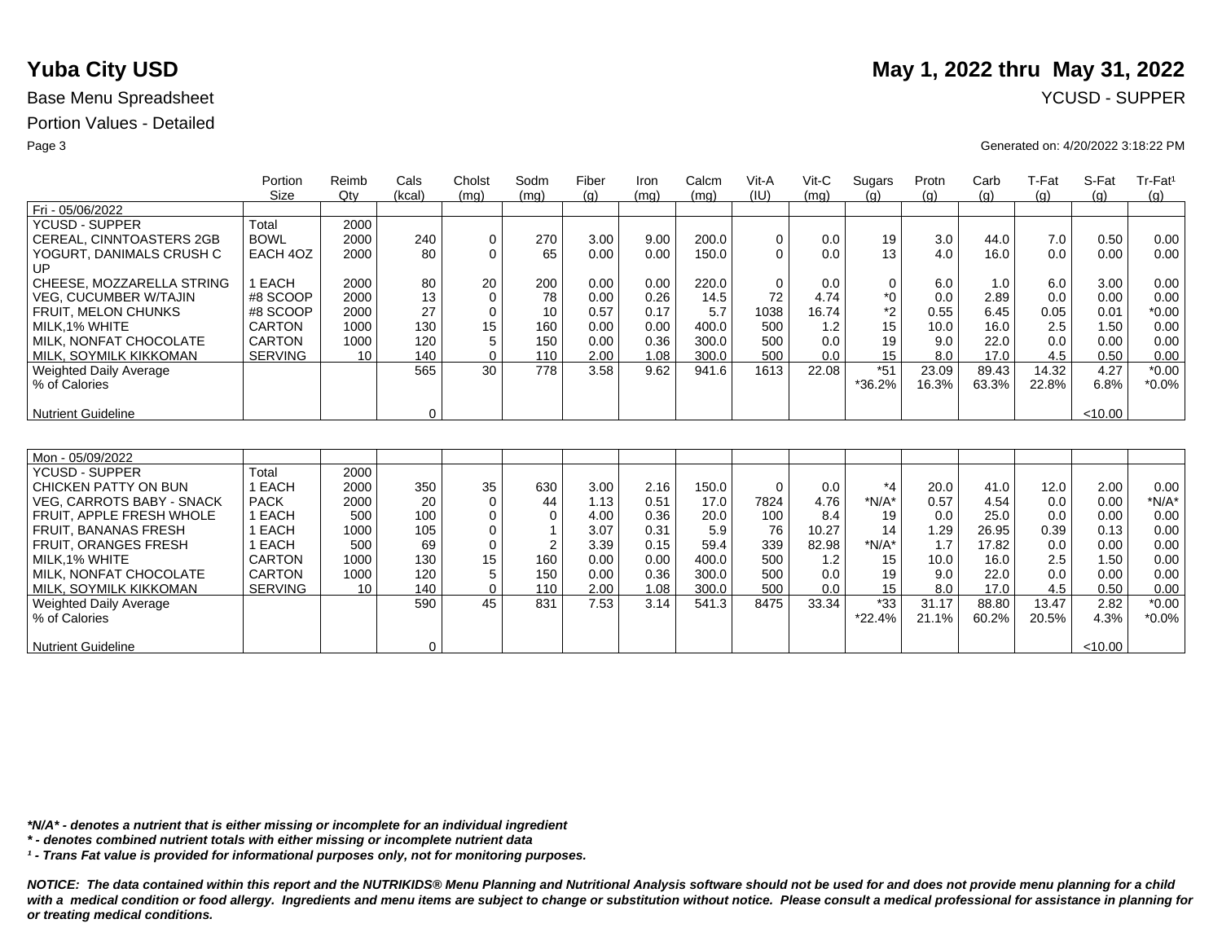# Yuba City USD

**May 1, 2022 thru May 31, 2022**

Base Menu Spreadsheet — YCUSD - SUPPER

Portion Values - Detailed

Generated on: 4/20/2022 3:18:22 PM

| | Portion Size | Reimb Qty | Cals (kcal) | Cholst (mg) | Sodm (mg) | Fiber (g) | Iron (mg) | Calcm (mg) | Vit-A (IU) | Vit-C (mg) | Sugars (g) | Protn (g) | Carb (g) | T-Fat (g) | S-Fat (g) | Tr-Fat¹ (g) |
|---|---|---|---|---|---|---|---|---|---|---|---|---|---|---|---|---|
| Fri - 05/06/2022 | | | | | | | | | | | | | | | | |
| YCUSD - SUPPER | Total | 2000 | | | | | | | | | | | | | | |
| CEREAL, CINNTOASTERS 2GB | BOWL | 2000 | 240 | 0 | 270 | 3.00 | 9.00 | 200.0 | 0 | 0.0 | 19 | 3.0 | 44.0 | 7.0 | 0.50 | 0.00 |
| YOGURT, DANIMALS CRUSH C UP | EACH 4OZ | 2000 | 80 | 0 | 65 | 0.00 | 0.00 | 150.0 | 0 | 0.0 | 13 | 4.0 | 16.0 | 0.0 | 0.00 | 0.00 |
| CHEESE, MOZZARELLA STRING | 1 EACH | 2000 | 80 | 20 | 200 | 0.00 | 0.00 | 220.0 | 0 | 0.0 | 0 | 6.0 | 1.0 | 6.0 | 3.00 | 0.00 |
| VEG, CUCUMBER W/TAJIN | #8 SCOOP | 2000 | 13 | 0 | 78 | 0.00 | 0.26 | 14.5 | 72 | 4.74 | *0 | 0.0 | 2.89 | 0.0 | 0.00 | 0.00 |
| FRUIT, MELON CHUNKS | #8 SCOOP | 2000 | 27 | 0 | 10 | 0.57 | 0.17 | 5.7 | 1038 | 16.74 | *2 | 0.55 | 6.45 | 0.05 | 0.01 | *0.00 |
| MILK,1% WHITE | CARTON | 1000 | 130 | 15 | 160 | 0.00 | 0.00 | 400.0 | 500 | 1.2 | 15 | 10.0 | 16.0 | 2.5 | 1.50 | 0.00 |
| MILK, NONFAT CHOCOLATE | CARTON | 1000 | 120 | 5 | 150 | 0.00 | 0.36 | 300.0 | 500 | 0.0 | 19 | 9.0 | 22.0 | 0.0 | 0.00 | 0.00 |
| MILK, SOYMILK KIKKOMAN | SERVING | 10 | 140 | 0 | 110 | 2.00 | 1.08 | 300.0 | 500 | 0.0 | 15 | 8.0 | 17.0 | 4.5 | 0.50 | 0.00 |
| Weighted Daily Average | | | 565 | 30 | 778 | 3.58 | 9.62 | 941.6 | 1613 | 22.08 | *51 | 23.09 | 89.43 | 14.32 | 4.27 | *0.00 |
| % of Calories | | | | | | | | | | | *36.2% | 16.3% | 63.3% | 22.8% | 6.8% | *0.0% |
| Nutrient Guideline | | | 0 | | | | | | | | | | | | <10.00 | |

| | Portion Size | Reimb Qty | Cals (kcal) | Cholst (mg) | Sodm (mg) | Fiber (g) | Iron (mg) | Calcm (mg) | Vit-A (IU) | Vit-C (mg) | Sugars (g) | Protn (g) | Carb (g) | T-Fat (g) | S-Fat (g) | Tr-Fat¹ (g) |
|---|---|---|---|---|---|---|---|---|---|---|---|---|---|---|---|---|
| Mon - 05/09/2022 | | | | | | | | | | | | | | | | |
| YCUSD - SUPPER | Total | 2000 | | | | | | | | | | | | | | |
| CHICKEN PATTY ON BUN | 1 EACH | 2000 | 350 | 35 | 630 | 3.00 | 2.16 | 150.0 | 0 | 0.0 | *4 | 20.0 | 41.0 | 12.0 | 2.00 | 0.00 |
| VEG, CARROTS BABY - SNACK | PACK | 2000 | 20 | 0 | 44 | 1.13 | 0.51 | 17.0 | 7824 | 4.76 | *N/A* | 0.57 | 4.54 | 0.0 | 0.00 | *N/A* |
| FRUIT, APPLE FRESH WHOLE | 1 EACH | 500 | 100 | 0 | 0 | 4.00 | 0.36 | 20.0 | 100 | 8.4 | 19 | 0.0 | 25.0 | 0.0 | 0.00 | 0.00 |
| FRUIT, BANANAS FRESH | 1 EACH | 1000 | 105 | 0 | 1 | 3.07 | 0.31 | 5.9 | 76 | 10.27 | 14 | 1.29 | 26.95 | 0.39 | 0.13 | 0.00 |
| FRUIT, ORANGES FRESH | 1 EACH | 500 | 69 | 0 | 2 | 3.39 | 0.15 | 59.4 | 339 | 82.98 | *N/A* | 1.7 | 17.82 | 0.0 | 0.00 | 0.00 |
| MILK,1% WHITE | CARTON | 1000 | 130 | 15 | 160 | 0.00 | 0.00 | 400.0 | 500 | 1.2 | 15 | 10.0 | 16.0 | 2.5 | 1.50 | 0.00 |
| MILK, NONFAT CHOCOLATE | CARTON | 1000 | 120 | 5 | 150 | 0.00 | 0.36 | 300.0 | 500 | 0.0 | 19 | 9.0 | 22.0 | 0.0 | 0.00 | 0.00 |
| MILK, SOYMILK KIKKOMAN | SERVING | 10 | 140 | 0 | 110 | 2.00 | 1.08 | 300.0 | 500 | 0.0 | 15 | 8.0 | 17.0 | 4.5 | 0.50 | 0.00 |
| Weighted Daily Average | | | 590 | 45 | 831 | 7.53 | 3.14 | 541.3 | 8475 | 33.34 | *33 | 31.17 | 88.80 | 13.47 | 2.82 | *0.00 |
| % of Calories | | | | | | | | | | | *22.4% | 21.1% | 60.2% | 20.5% | 4.3% | *0.0% |
| Nutrient Guideline | | | 0 | | | | | | | | | | | | <10.00 | |

***N/A* - denotes a nutrient that is either missing or incomplete for an individual ingredient***

***\* - denotes combined nutrient totals with either missing or incomplete nutrient data***

***¹ - Trans Fat value is provided for informational purposes only, not for monitoring purposes.***

***NOTICE: The data contained within this report and the NUTRIKIDS® Menu Planning and Nutritional Analysis software should not be used for and does not provide menu planning for a child with a medical condition or food allergy. Ingredients and menu items are subject to change or substitution without notice. Please consult a medical professional for assistance in planning for or treating medical conditions.***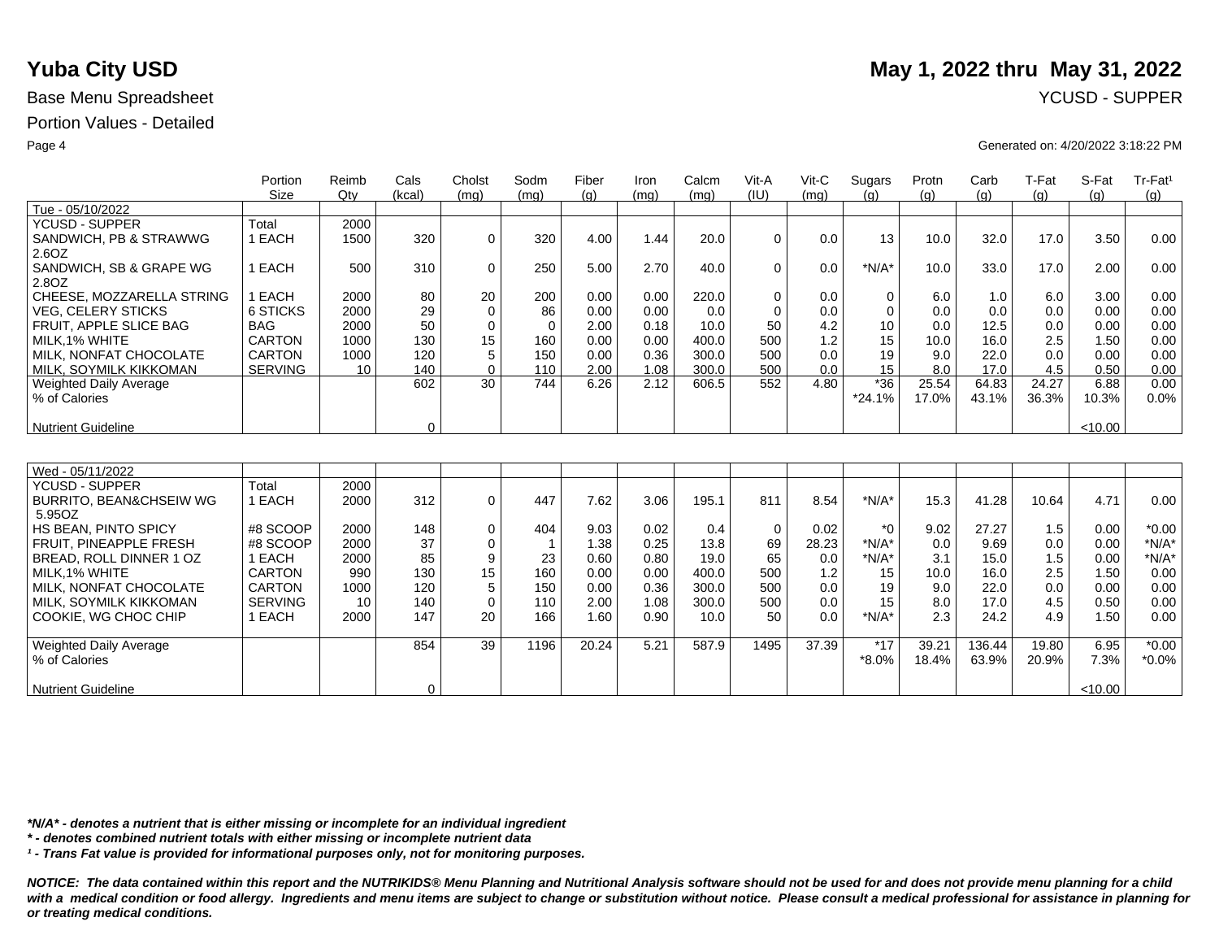# Yuba City USD

**May 1, 2022 thru May 31, 2022**

Base Menu Spreadsheet

YCUSD - SUPPER

Portion Values - Detailed

Generated on: 4/20/2022 3:18:22 PM

| | Portion Size | Reimb Qty | Cals (kcal) | Cholst (mg) | Sodm (mg) | Fiber (g) | Iron (mg) | Calcm (mg) | Vit-A (IU) | Vit-C (mg) | Sugars (g) | Protn (g) | Carb (g) | T-Fat (g) | S-Fat (g) | Tr-Fat[1] (g) |
|---|---|---|---|---|---|---|---|---|---|---|---|---|---|---|---|---|
| Tue - 05/10/2022 | | | | | | | | | | | | | | | | |
| YCUSD - SUPPER | Total | 2000 | | | | | | | | | | | | | | |
| SANDWICH, PB & STRAWWG 2.6OZ | 1 EACH | 1500 | 320 | 0 | 320 | 4.00 | 1.44 | 20.0 | 0 | 0.0 | 13 | 10.0 | 32.0 | 17.0 | 3.50 | 0.00 |
| SANDWICH, SB & GRAPE WG 2.8OZ | 1 EACH | 500 | 310 | 0 | 250 | 5.00 | 2.70 | 40.0 | 0 | 0.0 | *N/A* | 10.0 | 33.0 | 17.0 | 2.00 | 0.00 |
| CHEESE, MOZZARELLA STRING | 1 EACH | 2000 | 80 | 20 | 200 | 0.00 | 0.00 | 220.0 | 0 | 0.0 | 0 | 6.0 | 1.0 | 6.0 | 3.00 | 0.00 |
| VEG, CELERY STICKS | 6 STICKS | 2000 | 29 | 0 | 86 | 0.00 | 0.00 | 0.0 | 0 | 0.0 | 0 | 0.0 | 0.0 | 0.0 | 0.00 | 0.00 |
| FRUIT, APPLE SLICE BAG | BAG | 2000 | 50 | 0 | 0 | 2.00 | 0.18 | 10.0 | 50 | 4.2 | 10 | 0.0 | 12.5 | 0.0 | 0.00 | 0.00 |
| MILK,1% WHITE | CARTON | 1000 | 130 | 15 | 160 | 0.00 | 0.00 | 400.0 | 500 | 1.2 | 15 | 10.0 | 16.0 | 2.5 | 1.50 | 0.00 |
| MILK, NONFAT CHOCOLATE | CARTON | 1000 | 120 | 5 | 150 | 0.00 | 0.36 | 300.0 | 500 | 0.0 | 19 | 9.0 | 22.0 | 0.0 | 0.00 | 0.00 |
| MILK, SOYMILK KIKKOMAN | SERVING | 10 | 140 | 0 | 110 | 2.00 | 1.08 | 300.0 | 500 | 0.0 | 15 | 8.0 | 17.0 | 4.5 | 0.50 | 0.00 |
| Weighted Daily Average | | | 602 | 30 | 744 | 6.26 | 2.12 | 606.5 | 552 | 4.80 | *36 | 25.54 | 64.83 | 24.27 | 6.88 | 0.00 |
| % of Calories | | | | | | | | | | | *24.1% | 17.0% | 43.1% | 36.3% | 10.3% | 0.0% |
| Nutrient Guideline | | | 0 | | | | | | | | | | | | <10.00 | |

| | Portion Size | Reimb Qty | Cals (kcal) | Cholst (mg) | Sodm (mg) | Fiber (g) | Iron (mg) | Calcm (mg) | Vit-A (IU) | Vit-C (mg) | Sugars (g) | Protn (g) | Carb (g) | T-Fat (g) | S-Fat (g) | Tr-Fat[1] (g) |
|---|---|---|---|---|---|---|---|---|---|---|---|---|---|---|---|---|
| Wed - 05/11/2022 | | | | | | | | | | | | | | | | |
| YCUSD - SUPPER | Total | 2000 | | | | | | | | | | | | | | |
| BURRITO, BEAN&CHSEIW WG 5.95OZ | 1 EACH | 2000 | 312 | 0 | 447 | 7.62 | 3.06 | 195.1 | 811 | 8.54 | *N/A* | 15.3 | 41.28 | 10.64 | 4.71 | 0.00 |
| HS BEAN, PINTO SPICY | #8 SCOOP | 2000 | 148 | 0 | 404 | 9.03 | 0.02 | 0.4 | 0 | 0.02 | *0 | 9.02 | 27.27 | 1.5 | 0.00 | *0.00 |
| FRUIT, PINEAPPLE FRESH | #8 SCOOP | 2000 | 37 | 0 | 1 | 1.38 | 0.25 | 13.8 | 69 | 28.23 | *N/A* | 0.0 | 9.69 | 0.0 | 0.00 | *N/A* |
| BREAD, ROLL DINNER 1 OZ | 1 EACH | 2000 | 85 | 9 | 23 | 0.60 | 0.80 | 19.0 | 65 | 0.0 | *N/A* | 3.1 | 15.0 | 1.5 | 0.00 | *N/A* |
| MILK,1% WHITE | CARTON | 990 | 130 | 15 | 160 | 0.00 | 0.00 | 400.0 | 500 | 1.2 | 15 | 10.0 | 16.0 | 2.5 | 1.50 | 0.00 |
| MILK, NONFAT CHOCOLATE | CARTON | 1000 | 120 | 5 | 150 | 0.00 | 0.36 | 300.0 | 500 | 0.0 | 19 | 9.0 | 22.0 | 0.0 | 0.00 | 0.00 |
| MILK, SOYMILK KIKKOMAN | SERVING | 10 | 140 | 0 | 110 | 2.00 | 1.08 | 300.0 | 500 | 0.0 | 15 | 8.0 | 17.0 | 4.5 | 0.50 | 0.00 |
| COOKIE, WG CHOC CHIP | 1 EACH | 2000 | 147 | 20 | 166 | 1.60 | 0.90 | 10.0 | 50 | 0.0 | *N/A* | 2.3 | 24.2 | 4.9 | 1.50 | 0.00 |
| Weighted Daily Average | | | 854 | 39 | 1196 | 20.24 | 5.21 | 587.9 | 1495 | 37.39 | *17 | 39.21 | 136.44 | 19.80 | 6.95 | *0.00 |
| % of Calories | | | | | | | | | | | *8.0% | 18.4% | 63.9% | 20.9% | 7.3% | *0.0% |
| Nutrient Guideline | | | 0 | | | | | | | | | | | | <10.00 | |

***N/A* - denotes a nutrient that is either missing or incomplete for an individual ingredient***

***\* - denotes combined nutrient totals with either missing or incomplete nutrient data***

***[1] - Trans Fat value is provided for informational purposes only, not for monitoring purposes.***

***NOTICE: The data contained within this report and the NUTRIKIDS® Menu Planning and Nutritional Analysis software should not be used for and does not provide menu planning for a child with a medical condition or food allergy. Ingredients and menu items are subject to change or substitution without notice. Please consult a medical professional for assistance in planning for or treating medical conditions.***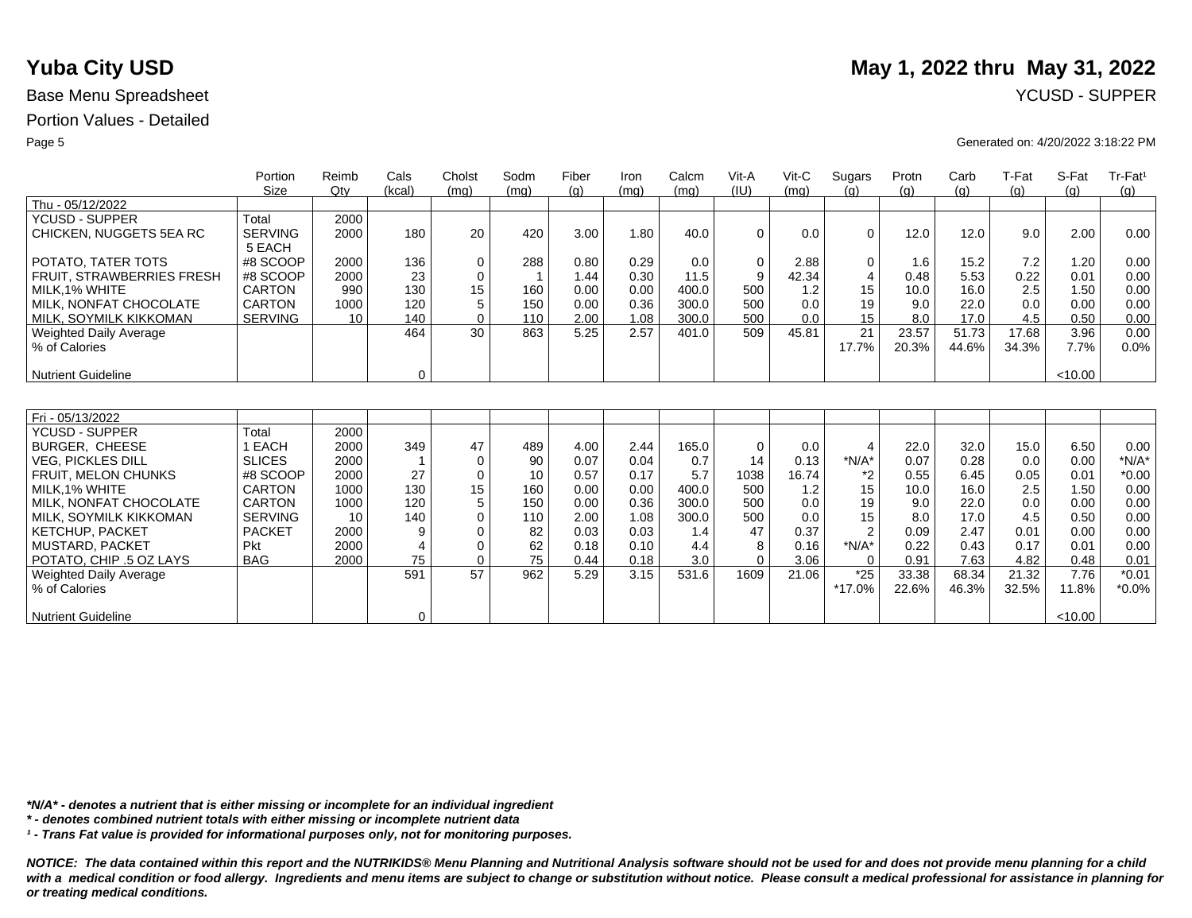# Yuba City USD

**May 1, 2022 thru May 31, 2022**

Base Menu Spreadsheet

YCUSD - SUPPER

Portion Values - Detailed

Generated on: 4/20/2022 3:18:22 PM

| | Portion Size | Reimb Qty | Cals (kcal) | Cholst (mg) | Sodm (mg) | Fiber (g) | Iron (mg) | Calcm (mg) | Vit-A (IU) | Vit-C (mg) | Sugars (g) | Protn (g) | Carb (g) | T-Fat (g) | S-Fat (g) | Tr-Fat[1] (g) |
|---|---|---|---|---|---|---|---|---|---|---|---|---|---|---|---|---|
| Thu - 05/12/2022 | | | | | | | | | | | | | | | | |
| YCUSD - SUPPER | Total | 2000 | | | | | | | | | | | | | | |
| CHICKEN, NUGGETS 5EA RC | SERVING 5 EACH | 2000 | 180 | 20 | 420 | 3.00 | 1.80 | 40.0 | 0 | 0.0 | 0 | 12.0 | 12.0 | 9.0 | 2.00 | 0.00 |
| POTATO, TATER TOTS | #8 SCOOP | 2000 | 136 | 0 | 288 | 0.80 | 0.29 | 0.0 | 0 | 2.88 | 0 | 1.6 | 15.2 | 7.2 | 1.20 | 0.00 |
| FRUIT, STRAWBERRIES FRESH | #8 SCOOP | 2000 | 23 | 0 | 1 | 1.44 | 0.30 | 11.5 | 9 | 42.34 | 4 | 0.48 | 5.53 | 0.22 | 0.01 | 0.00 |
| MILK,1% WHITE | CARTON | 990 | 130 | 15 | 160 | 0.00 | 0.00 | 400.0 | 500 | 1.2 | 15 | 10.0 | 16.0 | 2.5 | 1.50 | 0.00 |
| MILK, NONFAT CHOCOLATE | CARTON | 1000 | 120 | 5 | 150 | 0.00 | 0.36 | 300.0 | 500 | 0.0 | 19 | 9.0 | 22.0 | 0.0 | 0.00 | 0.00 |
| MILK, SOYMILK KIKKOMAN | SERVING | 10 | 140 | 0 | 110 | 2.00 | 1.08 | 300.0 | 500 | 0.0 | 15 | 8.0 | 17.0 | 4.5 | 0.50 | 0.00 |
| Weighted Daily Average | | | 464 | 30 | 863 | 5.25 | 2.57 | 401.0 | 509 | 45.81 | 21 | 23.57 | 51.73 | 17.68 | 3.96 | 0.00 |
| % of Calories | | | | | | | | | | | 17.7% | 20.3% | 44.6% | 34.3% | 7.7% | 0.0% |
| Nutrient Guideline | | | 0 | | | | | | | | | | | | <10.00 | |

| | Portion Size | Reimb Qty | Cals (kcal) | Cholst (mg) | Sodm (mg) | Fiber (g) | Iron (mg) | Calcm (mg) | Vit-A (IU) | Vit-C (mg) | Sugars (g) | Protn (g) | Carb (g) | T-Fat (g) | S-Fat (g) | Tr-Fat[1] (g) |
|---|---|---|---|---|---|---|---|---|---|---|---|---|---|---|---|---|
| Fri - 05/13/2022 | | | | | | | | | | | | | | | | |
| YCUSD - SUPPER | Total | 2000 | | | | | | | | | | | | | | |
| BURGER, CHEESE | 1 EACH | 2000 | 349 | 47 | 489 | 4.00 | 2.44 | 165.0 | 0 | 0.0 | 4 | 22.0 | 32.0 | 15.0 | 6.50 | 0.00 |
| VEG, PICKLES DILL | SLICES | 2000 | 1 | 0 | 90 | 0.07 | 0.04 | 0.7 | 14 | 0.13 | *N/A* | 0.07 | 0.28 | 0.0 | 0.00 | *N/A* |
| FRUIT, MELON CHUNKS | #8 SCOOP | 2000 | 27 | 0 | 10 | 0.57 | 0.17 | 5.7 | 1038 | 16.74 | *2 | 0.55 | 6.45 | 0.05 | 0.01 | *0.00 |
| MILK,1% WHITE | CARTON | 1000 | 130 | 15 | 160 | 0.00 | 0.00 | 400.0 | 500 | 1.2 | 15 | 10.0 | 16.0 | 2.5 | 1.50 | 0.00 |
| MILK, NONFAT CHOCOLATE | CARTON | 1000 | 120 | 5 | 150 | 0.00 | 0.36 | 300.0 | 500 | 0.0 | 19 | 9.0 | 22.0 | 0.0 | 0.00 | 0.00 |
| MILK, SOYMILK KIKKOMAN | SERVING | 10 | 140 | 0 | 110 | 2.00 | 1.08 | 300.0 | 500 | 0.0 | 15 | 8.0 | 17.0 | 4.5 | 0.50 | 0.00 |
| KETCHUP, PACKET | PACKET | 2000 | 9 | 0 | 82 | 0.03 | 0.03 | 1.4 | 47 | 0.37 | 2 | 0.09 | 2.47 | 0.01 | 0.00 | 0.00 |
| MUSTARD, PACKET | Pkt | 2000 | 4 | 0 | 62 | 0.18 | 0.10 | 4.4 | 8 | 0.16 | *N/A* | 0.22 | 0.43 | 0.17 | 0.01 | 0.00 |
| POTATO, CHIP .5 OZ LAYS | BAG | 2000 | 75 | 0 | 75 | 0.44 | 0.18 | 3.0 | 0 | 3.06 | 0 | 0.91 | 7.63 | 4.82 | 0.48 | 0.01 |
| Weighted Daily Average | | | 591 | 57 | 962 | 5.29 | 3.15 | 531.6 | 1609 | 21.06 | *25 | 33.38 | 68.34 | 21.32 | 7.76 | *0.01 |
| % of Calories | | | | | | | | | | | *17.0% | 22.6% | 46.3% | 32.5% | 11.8% | *0.0% |
| Nutrient Guideline | | | 0 | | | | | | | | | | | | <10.00 | |

****N/A* - denotes a nutrient that is either missing or incomplete for an individual ingredient***

***\* - denotes combined nutrient totals with either missing or incomplete nutrient data***

***[1] - Trans Fat value is provided for informational purposes only, not for monitoring purposes.***

***NOTICE: The data contained within this report and the NUTRIKIDS® Menu Planning and Nutritional Analysis software should not be used for and does not provide menu planning for a child with a medical condition or food allergy. Ingredients and menu items are subject to change or substitution without notice. Please consult a medical professional for assistance in planning for or treating medical conditions.***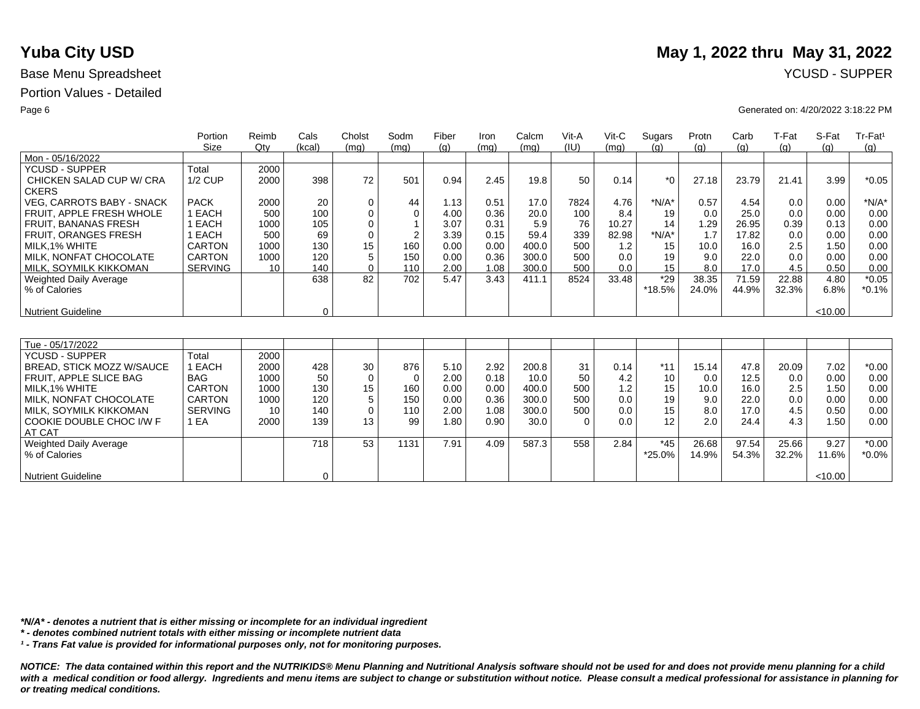# Yuba City USD

**May 1, 2022 thru May 31, 2022**

Base Menu Spreadsheet

YCUSD - SUPPER

Portion Values - Detailed

Generated on: 4/20/2022 3:18:22 PM

| | Portion Size | Reimb Qty | Cals (kcal) | Cholst (mg) | Sodm (mg) | Fiber (g) | Iron (mg) | Calcm (mg) | Vit-A (IU) | Vit-C (mg) | Sugars (g) | Protn (g) | Carb (g) | T-Fat (g) | S-Fat (g) | Tr-Fat¹ (g) |
|---|---|---|---|---|---|---|---|---|---|---|---|---|---|---|---|---|
| Mon - 05/16/2022 | | | | | | | | | | | | | | | | |
| YCUSD - SUPPER | Total | 2000 | | | | | | | | | | | | | | |
| CHICKEN SALAD CUP W/ CRACKERS | 1/2 CUP | 2000 | 398 | 72 | 501 | 0.94 | 2.45 | 19.8 | 50 | 0.14 | *0 | 27.18 | 23.79 | 21.41 | 3.99 | *0.05 |
| VEG, CARROTS BABY - SNACK | PACK | 2000 | 20 | 0 | 44 | 1.13 | 0.51 | 17.0 | 7824 | 4.76 | *N/A* | 0.57 | 4.54 | 0.0 | 0.00 | *N/A* |
| FRUIT, APPLE FRESH WHOLE | 1 EACH | 500 | 100 | 0 | 0 | 4.00 | 0.36 | 20.0 | 100 | 8.4 | 19 | 0.0 | 25.0 | 0.0 | 0.00 | 0.00 |
| FRUIT, BANANAS FRESH | 1 EACH | 1000 | 105 | 0 | 1 | 3.07 | 0.31 | 5.9 | 76 | 10.27 | 14 | 1.29 | 26.95 | 0.39 | 0.13 | 0.00 |
| FRUIT, ORANGES FRESH | 1 EACH | 500 | 69 | 0 | 2 | 3.39 | 0.15 | 59.4 | 339 | 82.98 | *N/A* | 1.7 | 17.82 | 0.0 | 0.00 | 0.00 |
| MILK,1% WHITE | CARTON | 1000 | 130 | 15 | 160 | 0.00 | 0.00 | 400.0 | 500 | 1.2 | 15 | 10.0 | 16.0 | 2.5 | 1.50 | 0.00 |
| MILK, NONFAT CHOCOLATE | CARTON | 1000 | 120 | 5 | 150 | 0.00 | 0.36 | 300.0 | 500 | 0.0 | 19 | 9.0 | 22.0 | 0.0 | 0.00 | 0.00 |
| MILK, SOYMILK KIKKOMAN | SERVING | 10 | 140 | 0 | 110 | 2.00 | 1.08 | 300.0 | 500 | 0.0 | 15 | 8.0 | 17.0 | 4.5 | 0.50 | 0.00 |
| Weighted Daily Average | | | 638 | 82 | 702 | 5.47 | 3.43 | 411.1 | 8524 | 33.48 | *29 | 38.35 | 71.59 | 22.88 | 4.80 | *0.05 |
| % of Calories | | | | | | | | | | | *18.5% | 24.0% | 44.9% | 32.3% | 6.8% | *0.1% |
| Nutrient Guideline | | | 0 | | | | | | | | | | | | <10.00 | |

| | Portion Size | Reimb Qty | Cals (kcal) | Cholst (mg) | Sodm (mg) | Fiber (g) | Iron (mg) | Calcm (mg) | Vit-A (IU) | Vit-C (mg) | Sugars (g) | Protn (g) | Carb (g) | T-Fat (g) | S-Fat (g) | Tr-Fat¹ (g) |
|---|---|---|---|---|---|---|---|---|---|---|---|---|---|---|---|---|
| Tue - 05/17/2022 | | | | | | | | | | | | | | | | |
| YCUSD - SUPPER | Total | 2000 | | | | | | | | | | | | | | |
| BREAD, STICK MOZZ W/SAUCE | 1 EACH | 2000 | 428 | 30 | 876 | 5.10 | 2.92 | 200.8 | 31 | 0.14 | *11 | 15.14 | 47.8 | 20.09 | 7.02 | *0.00 |
| FRUIT, APPLE SLICE BAG | BAG | 1000 | 50 | 0 | 0 | 2.00 | 0.18 | 10.0 | 50 | 4.2 | 10 | 0.0 | 12.5 | 0.0 | 0.00 | 0.00 |
| MILK,1% WHITE | CARTON | 1000 | 130 | 15 | 160 | 0.00 | 0.00 | 400.0 | 500 | 1.2 | 15 | 10.0 | 16.0 | 2.5 | 1.50 | 0.00 |
| MILK, NONFAT CHOCOLATE | CARTON | 1000 | 120 | 5 | 150 | 0.00 | 0.36 | 300.0 | 500 | 0.0 | 19 | 9.0 | 22.0 | 0.0 | 0.00 | 0.00 |
| MILK, SOYMILK KIKKOMAN | SERVING | 10 | 140 | 0 | 110 | 2.00 | 1.08 | 300.0 | 500 | 0.0 | 15 | 8.0 | 17.0 | 4.5 | 0.50 | 0.00 |
| COOKIE DOUBLE CHOC I/W F AT CAT | 1 EA | 2000 | 139 | 13 | 99 | 1.80 | 0.90 | 30.0 | 0 | 0.0 | 12 | 2.0 | 24.4 | 4.3 | 1.50 | 0.00 |
| Weighted Daily Average | | | 718 | 53 | 1131 | 7.91 | 4.09 | 587.3 | 558 | 2.84 | *45 | 26.68 | 97.54 | 25.66 | 9.27 | *0.00 |
| % of Calories | | | | | | | | | | | *25.0% | 14.9% | 54.3% | 32.2% | 11.6% | *0.0% |
| Nutrient Guideline | | | 0 | | | | | | | | | | | | <10.00 | |

***N/A* - denotes a nutrient that is either missing or incomplete for an individual ingredient***

***\* - denotes combined nutrient totals with either missing or incomplete nutrient data***

***¹ - Trans Fat value is provided for informational purposes only, not for monitoring purposes.***

***NOTICE: The data contained within this report and the NUTRIKIDS® Menu Planning and Nutritional Analysis software should not be used for and does not provide menu planning for a child with a medical condition or food allergy. Ingredients and menu items are subject to change or substitution without notice. Please consult a medical professional for assistance in planning for or treating medical conditions.***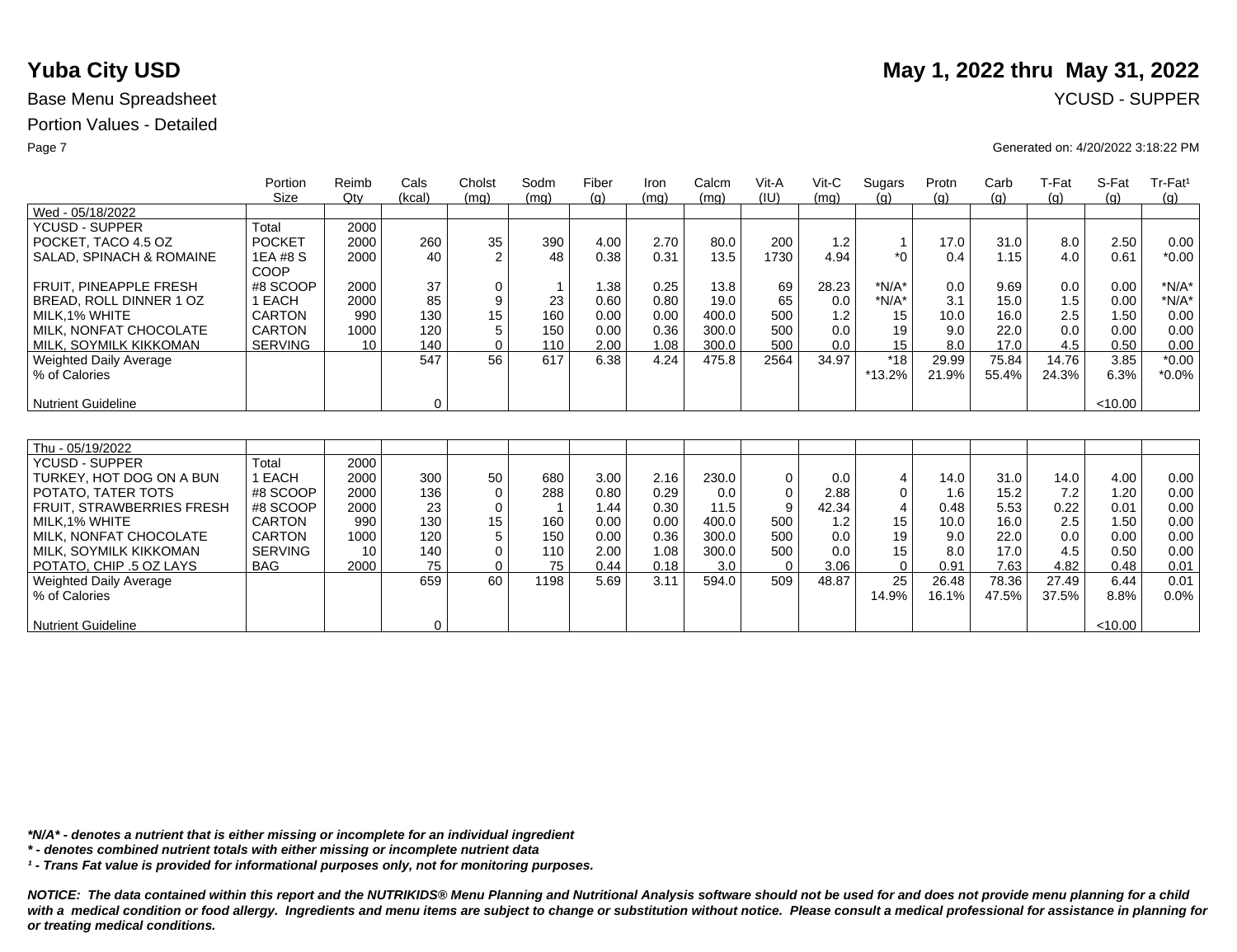# Yuba City USD

**May 1, 2022 thru May 31, 2022**

Base Menu Spreadsheet

YCUSD - SUPPER

Portion Values - Detailed

Generated on: 4/20/2022 3:18:22 PM

| | Portion Size | Reimb Qty | Cals (kcal) | Cholst (mg) | Sodm (mg) | Fiber (g) | Iron (mg) | Calcm (mg) | Vit-A (IU) | Vit-C (mg) | Sugars (g) | Protn (g) | Carb (g) | T-Fat (g) | S-Fat (g) | Tr-Fat¹ (g) |
|---|---|---|---|---|---|---|---|---|---|---|---|---|---|---|---|---|
| Wed - 05/18/2022 | | | | | | | | | | | | | | | | |
| YCUSD - SUPPER | Total | 2000 | | | | | | | | | | | | | | |
| POCKET, TACO 4.5 OZ | POCKET | 2000 | 260 | 35 | 390 | 4.00 | 2.70 | 80.0 | 200 | 1.2 | 1 | 17.0 | 31.0 | 8.0 | 2.50 | 0.00 |
| SALAD, SPINACH & ROMAINE | 1EA #8 S COOP | 2000 | 40 | 2 | 48 | 0.38 | 0.31 | 13.5 | 1730 | 4.94 | *0 | 0.4 | 1.15 | 4.0 | 0.61 | *0.00 |
| FRUIT, PINEAPPLE FRESH | #8 SCOOP | 2000 | 37 | 0 | 1 | 1.38 | 0.25 | 13.8 | 69 | 28.23 | *N/A* | 0.0 | 9.69 | 0.0 | 0.00 | *N/A* |
| BREAD, ROLL DINNER 1 OZ | 1 EACH | 2000 | 85 | 9 | 23 | 0.60 | 0.80 | 19.0 | 65 | 0.0 | *N/A* | 3.1 | 15.0 | 1.5 | 0.00 | *N/A* |
| MILK,1% WHITE | CARTON | 990 | 130 | 15 | 160 | 0.00 | 0.00 | 400.0 | 500 | 1.2 | 15 | 10.0 | 16.0 | 2.5 | 1.50 | 0.00 |
| MILK, NONFAT CHOCOLATE | CARTON | 1000 | 120 | 5 | 150 | 0.00 | 0.36 | 300.0 | 500 | 0.0 | 19 | 9.0 | 22.0 | 0.0 | 0.00 | 0.00 |
| MILK, SOYMILK KIKKOMAN | SERVING | 10 | 140 | 0 | 110 | 2.00 | 1.08 | 300.0 | 500 | 0.0 | 15 | 8.0 | 17.0 | 4.5 | 0.50 | 0.00 |
| Weighted Daily Average | | | 547 | 56 | 617 | 6.38 | 4.24 | 475.8 | 2564 | 34.97 | *18 | 29.99 | 75.84 | 14.76 | 3.85 | *0.00 |
| % of Calories | | | | | | | | | | | *13.2% | 21.9% | 55.4% | 24.3% | 6.3% | *0.0% |
| Nutrient Guideline | | | 0 | | | | | | | | | | | | <10.00 | |

| | Portion Size | Reimb Qty | Cals (kcal) | Cholst (mg) | Sodm (mg) | Fiber (g) | Iron (mg) | Calcm (mg) | Vit-A (IU) | Vit-C (mg) | Sugars (g) | Protn (g) | Carb (g) | T-Fat (g) | S-Fat (g) | Tr-Fat¹ (g) |
|---|---|---|---|---|---|---|---|---|---|---|---|---|---|---|---|---|
| Thu - 05/19/2022 | | | | | | | | | | | | | | | | |
| YCUSD - SUPPER | Total | 2000 | | | | | | | | | | | | | | |
| TURKEY, HOT DOG ON A BUN | 1 EACH | 2000 | 300 | 50 | 680 | 3.00 | 2.16 | 230.0 | 0 | 0.0 | 4 | 14.0 | 31.0 | 14.0 | 4.00 | 0.00 |
| POTATO, TATER TOTS | #8 SCOOP | 2000 | 136 | 0 | 288 | 0.80 | 0.29 | 0.0 | 0 | 2.88 | 0 | 1.6 | 15.2 | 7.2 | 1.20 | 0.00 |
| FRUIT, STRAWBERRIES FRESH | #8 SCOOP | 2000 | 23 | 0 | 1 | 1.44 | 0.30 | 11.5 | 9 | 42.34 | 4 | 0.48 | 5.53 | 0.22 | 0.01 | 0.00 |
| MILK,1% WHITE | CARTON | 990 | 130 | 15 | 160 | 0.00 | 0.00 | 400.0 | 500 | 1.2 | 15 | 10.0 | 16.0 | 2.5 | 1.50 | 0.00 |
| MILK, NONFAT CHOCOLATE | CARTON | 1000 | 120 | 5 | 150 | 0.00 | 0.36 | 300.0 | 500 | 0.0 | 19 | 9.0 | 22.0 | 0.0 | 0.00 | 0.00 |
| MILK, SOYMILK KIKKOMAN | SERVING | 10 | 140 | 0 | 110 | 2.00 | 1.08 | 300.0 | 500 | 0.0 | 15 | 8.0 | 17.0 | 4.5 | 0.50 | 0.00 |
| POTATO, CHIP .5 OZ LAYS | BAG | 2000 | 75 | 0 | 75 | 0.44 | 0.18 | 3.0 | 0 | 3.06 | 0 | 0.91 | 7.63 | 4.82 | 0.48 | 0.01 |
| Weighted Daily Average | | | 659 | 60 | 1198 | 5.69 | 3.11 | 594.0 | 509 | 48.87 | 25 | 26.48 | 78.36 | 27.49 | 6.44 | 0.01 |
| % of Calories | | | | | | | | | | | 14.9% | 16.1% | 47.5% | 37.5% | 8.8% | 0.0% |
| Nutrient Guideline | | | 0 | | | | | | | | | | | | <10.00 | |

***N/A* - denotes a nutrient that is either missing or incomplete for an individual ingredient***

***\* - denotes combined nutrient totals with either missing or incomplete nutrient data***

***¹ - Trans Fat value is provided for informational purposes only, not for monitoring purposes.***

***NOTICE: The data contained within this report and the NUTRIKIDS® Menu Planning and Nutritional Analysis software should not be used for and does not provide menu planning for a child with a medical condition or food allergy. Ingredients and menu items are subject to change or substitution without notice. Please consult a medical professional for assistance in planning for or treating medical conditions.***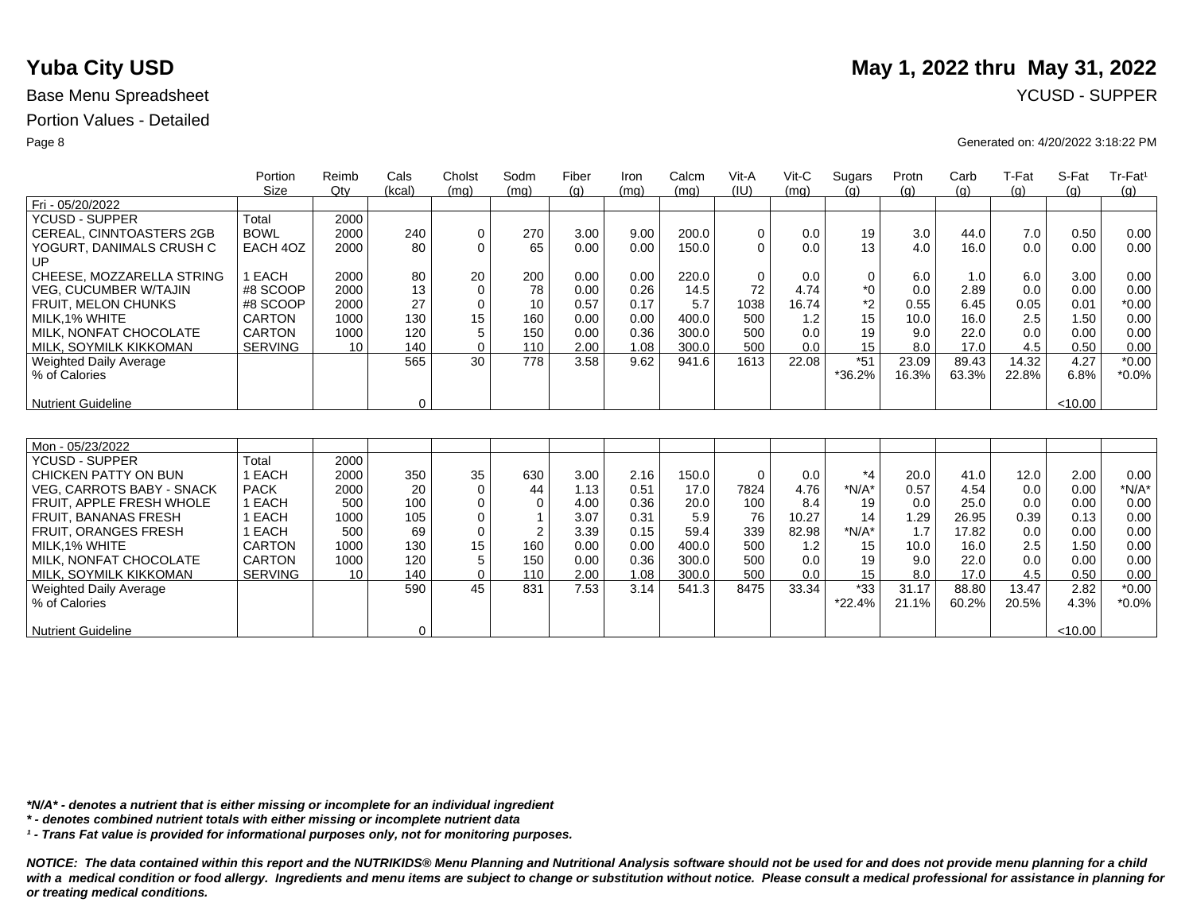# Yuba City USD

**May 1, 2022 thru May 31, 2022**

Base Menu Spreadsheet

YCUSD - SUPPER

Portion Values - Detailed

Generated on: 4/20/2022 3:18:22 PM

| | Portion Size | Reimb Qty | Cals (kcal) | Cholst (mg) | Sodm (mg) | Fiber (g) | Iron (mg) | Calcm (mg) | Vit-A (IU) | Vit-C (mg) | Sugars (g) | Protn (g) | Carb (g) | T-Fat (g) | S-Fat (g) | Tr-Fat¹ (g) |
|---|---|---|---|---|---|---|---|---|---|---|---|---|---|---|---|---|
| Fri - 05/20/2022 | | | | | | | | | | | | | | | | |
| YCUSD - SUPPER | Total | 2000 | | | | | | | | | | | | | | |
| CEREAL, CINNTOASTERS 2GB | BOWL | 2000 | 240 | 0 | 270 | 3.00 | 9.00 | 200.0 | 0 | 0.0 | 19 | 3.0 | 44.0 | 7.0 | 0.50 | 0.00 |
| YOGURT, DANIMALS CRUSH C UP | EACH 4OZ | 2000 | 80 | 0 | 65 | 0.00 | 0.00 | 150.0 | 0 | 0.0 | 13 | 4.0 | 16.0 | 0.0 | 0.00 | 0.00 |
| CHEESE, MOZZARELLA STRING | 1 EACH | 2000 | 80 | 20 | 200 | 0.00 | 0.00 | 220.0 | 0 | 0.0 | 0 | 6.0 | 1.0 | 6.0 | 3.00 | 0.00 |
| VEG, CUCUMBER W/TAJIN | #8 SCOOP | 2000 | 13 | 0 | 78 | 0.00 | 0.26 | 14.5 | 72 | 4.74 | *0 | 0.0 | 2.89 | 0.0 | 0.00 | 0.00 |
| FRUIT, MELON CHUNKS | #8 SCOOP | 2000 | 27 | 0 | 10 | 0.57 | 0.17 | 5.7 | 1038 | 16.74 | *2 | 0.55 | 6.45 | 0.05 | 0.01 | *0.00 |
| MILK,1% WHITE | CARTON | 1000 | 130 | 15 | 160 | 0.00 | 0.00 | 400.0 | 500 | 1.2 | 15 | 10.0 | 16.0 | 2.5 | 1.50 | 0.00 |
| MILK, NONFAT CHOCOLATE | CARTON | 1000 | 120 | 5 | 150 | 0.00 | 0.36 | 300.0 | 500 | 0.0 | 19 | 9.0 | 22.0 | 0.0 | 0.00 | 0.00 |
| MILK, SOYMILK KIKKOMAN | SERVING | 10 | 140 | 0 | 110 | 2.00 | 1.08 | 300.0 | 500 | 0.0 | 15 | 8.0 | 17.0 | 4.5 | 0.50 | 0.00 |
| Weighted Daily Average | | | 565 | 30 | 778 | 3.58 | 9.62 | 941.6 | 1613 | 22.08 | *51 | 23.09 | 89.43 | 14.32 | 4.27 | *0.00 |
| % of Calories | | | | | | | | | | | *36.2% | 16.3% | 63.3% | 22.8% | 6.8% | *0.0% |
| Nutrient Guideline | | | 0 | | | | | | | | | | | | <10.00 | |

| | Portion Size | Reimb Qty | Cals (kcal) | Cholst (mg) | Sodm (mg) | Fiber (g) | Iron (mg) | Calcm (mg) | Vit-A (IU) | Vit-C (mg) | Sugars (g) | Protn (g) | Carb (g) | T-Fat (g) | S-Fat (g) | Tr-Fat¹ (g) |
|---|---|---|---|---|---|---|---|---|---|---|---|---|---|---|---|---|
| Mon - 05/23/2022 | | | | | | | | | | | | | | | | |
| YCUSD - SUPPER | Total | 2000 | | | | | | | | | | | | | | |
| CHICKEN PATTY ON BUN | 1 EACH | 2000 | 350 | 35 | 630 | 3.00 | 2.16 | 150.0 | 0 | 0.0 | *4 | 20.0 | 41.0 | 12.0 | 2.00 | 0.00 |
| VEG, CARROTS BABY - SNACK | PACK | 2000 | 20 | 0 | 44 | 1.13 | 0.51 | 17.0 | 7824 | 4.76 | *N/A* | 0.57 | 4.54 | 0.0 | 0.00 | *N/A* |
| FRUIT, APPLE FRESH WHOLE | 1 EACH | 500 | 100 | 0 | 0 | 4.00 | 0.36 | 20.0 | 100 | 8.4 | 19 | 0.0 | 25.0 | 0.0 | 0.00 | 0.00 |
| FRUIT, BANANAS FRESH | 1 EACH | 1000 | 105 | 0 | 1 | 3.07 | 0.31 | 5.9 | 76 | 10.27 | 14 | 1.29 | 26.95 | 0.39 | 0.13 | 0.00 |
| FRUIT, ORANGES FRESH | 1 EACH | 500 | 69 | 0 | 2 | 3.39 | 0.15 | 59.4 | 339 | 82.98 | *N/A* | 1.7 | 17.82 | 0.0 | 0.00 | 0.00 |
| MILK,1% WHITE | CARTON | 1000 | 130 | 15 | 160 | 0.00 | 0.00 | 400.0 | 500 | 1.2 | 15 | 10.0 | 16.0 | 2.5 | 1.50 | 0.00 |
| MILK, NONFAT CHOCOLATE | CARTON | 1000 | 120 | 5 | 150 | 0.00 | 0.36 | 300.0 | 500 | 0.0 | 19 | 9.0 | 22.0 | 0.0 | 0.00 | 0.00 |
| MILK, SOYMILK KIKKOMAN | SERVING | 10 | 140 | 0 | 110 | 2.00 | 1.08 | 300.0 | 500 | 0.0 | 15 | 8.0 | 17.0 | 4.5 | 0.50 | 0.00 |
| Weighted Daily Average | | | 590 | 45 | 831 | 7.53 | 3.14 | 541.3 | 8475 | 33.34 | *33 | 31.17 | 88.80 | 13.47 | 2.82 | *0.00 |
| % of Calories | | | | | | | | | | | *22.4% | 21.1% | 60.2% | 20.5% | 4.3% | *0.0% |
| Nutrient Guideline | | | 0 | | | | | | | | | | | | <10.00 | |

***N/A* - denotes a nutrient that is either missing or incomplete for an individual ingredient***

***\* - denotes combined nutrient totals with either missing or incomplete nutrient data***

***¹ - Trans Fat value is provided for informational purposes only, not for monitoring purposes.***

***NOTICE: The data contained within this report and the NUTRIKIDS® Menu Planning and Nutritional Analysis software should not be used for and does not provide menu planning for a child with a medical condition or food allergy. Ingredients and menu items are subject to change or substitution without notice. Please consult a medical professional for assistance in planning for or treating medical conditions.***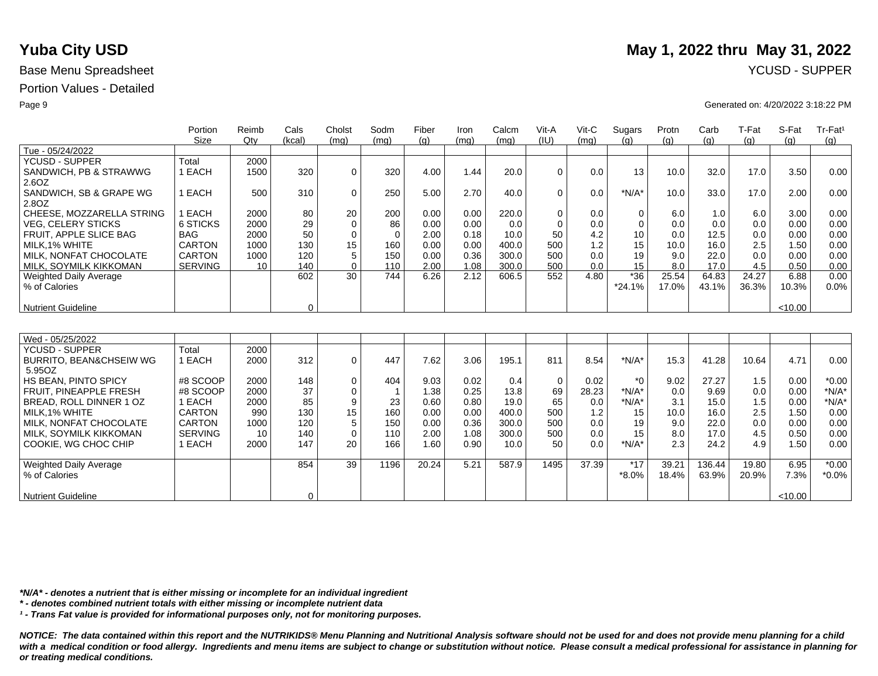# Yuba City USD

**May 1, 2022 thru May 31, 2022**

Base Menu Spreadsheet

YCUSD - SUPPER

Portion Values - Detailed

Generated on: 4/20/2022 3:18:22 PM

| | Portion Size | Reimb Qty | Cals (kcal) | Cholst (mg) | Sodm (mg) | Fiber (g) | Iron (mg) | Calcm (mg) | Vit-A (IU) | Vit-C (mg) | Sugars (g) | Protn (g) | Carb (g) | T-Fat (g) | S-Fat (g) | Tr-Fat[1] (g) |
|---|---|---|---|---|---|---|---|---|---|---|---|---|---|---|---|---|
| Tue - 05/24/2022 | | | | | | | | | | | | | | | | |
| YCUSD - SUPPER | Total | 2000 | | | | | | | | | | | | | | |
| SANDWICH, PB & STRAWWG 2.6OZ | 1 EACH | 1500 | 320 | 0 | 320 | 4.00 | 1.44 | 20.0 | 0 | 0.0 | 13 | 10.0 | 32.0 | 17.0 | 3.50 | 0.00 |
| SANDWICH, SB & GRAPE WG 2.8OZ | 1 EACH | 500 | 310 | 0 | 250 | 5.00 | 2.70 | 40.0 | 0 | 0.0 | *N/A* | 10.0 | 33.0 | 17.0 | 2.00 | 0.00 |
| CHEESE, MOZZARELLA STRING | 1 EACH | 2000 | 80 | 20 | 200 | 0.00 | 0.00 | 220.0 | 0 | 0.0 | 0 | 6.0 | 1.0 | 6.0 | 3.00 | 0.00 |
| VEG, CELERY STICKS | 6 STICKS | 2000 | 29 | 0 | 86 | 0.00 | 0.00 | 0.0 | 0 | 0.0 | 0 | 0.0 | 0.0 | 0.0 | 0.00 | 0.00 |
| FRUIT, APPLE SLICE BAG | BAG | 2000 | 50 | 0 | 0 | 2.00 | 0.18 | 10.0 | 50 | 4.2 | 10 | 0.0 | 12.5 | 0.0 | 0.00 | 0.00 |
| MILK,1% WHITE | CARTON | 1000 | 130 | 15 | 160 | 0.00 | 0.00 | 400.0 | 500 | 1.2 | 15 | 10.0 | 16.0 | 2.5 | 1.50 | 0.00 |
| MILK, NONFAT CHOCOLATE | CARTON | 1000 | 120 | 5 | 150 | 0.00 | 0.36 | 300.0 | 500 | 0.0 | 19 | 9.0 | 22.0 | 0.0 | 0.00 | 0.00 |
| MILK, SOYMILK KIKKOMAN | SERVING | 10 | 140 | 0 | 110 | 2.00 | 1.08 | 300.0 | 500 | 0.0 | 15 | 8.0 | 17.0 | 4.5 | 0.50 | 0.00 |
| Weighted Daily Average | | | 602 | 30 | 744 | 6.26 | 2.12 | 606.5 | 552 | 4.80 | *36 | 25.54 | 64.83 | 24.27 | 6.88 | 0.00 |
| % of Calories | | | | | | | | | | | *24.1% | 17.0% | 43.1% | 36.3% | 10.3% | 0.0% |
| Nutrient Guideline | | | 0 | | | | | | | | | | | | <10.00 | |

| | Portion Size | Reimb Qty | Cals (kcal) | Cholst (mg) | Sodm (mg) | Fiber (g) | Iron (mg) | Calcm (mg) | Vit-A (IU) | Vit-C (mg) | Sugars (g) | Protn (g) | Carb (g) | T-Fat (g) | S-Fat (g) | Tr-Fat[1] (g) |
|---|---|---|---|---|---|---|---|---|---|---|---|---|---|---|---|---|
| Wed - 05/25/2022 | | | | | | | | | | | | | | | | |
| YCUSD - SUPPER | Total | 2000 | | | | | | | | | | | | | | |
| BURRITO, BEAN&CHSEIW WG 5.95OZ | 1 EACH | 2000 | 312 | 0 | 447 | 7.62 | 3.06 | 195.1 | 811 | 8.54 | *N/A* | 15.3 | 41.28 | 10.64 | 4.71 | 0.00 |
| HS BEAN, PINTO SPICY | #8 SCOOP | 2000 | 148 | 0 | 404 | 9.03 | 0.02 | 0.4 | 0 | 0.02 | *0 | 9.02 | 27.27 | 1.5 | 0.00 | *0.00 |
| FRUIT, PINEAPPLE FRESH | #8 SCOOP | 2000 | 37 | 0 | 1 | 1.38 | 0.25 | 13.8 | 69 | 28.23 | *N/A* | 0.0 | 9.69 | 0.0 | 0.00 | *N/A* |
| BREAD, ROLL DINNER 1 OZ | 1 EACH | 2000 | 85 | 9 | 23 | 0.60 | 0.80 | 19.0 | 65 | 0.0 | *N/A* | 3.1 | 15.0 | 1.5 | 0.00 | *N/A* |
| MILK,1% WHITE | CARTON | 990 | 130 | 15 | 160 | 0.00 | 0.00 | 400.0 | 500 | 1.2 | 15 | 10.0 | 16.0 | 2.5 | 1.50 | 0.00 |
| MILK, NONFAT CHOCOLATE | CARTON | 1000 | 120 | 5 | 150 | 0.00 | 0.36 | 300.0 | 500 | 0.0 | 19 | 9.0 | 22.0 | 0.0 | 0.00 | 0.00 |
| MILK, SOYMILK KIKKOMAN | SERVING | 10 | 140 | 0 | 110 | 2.00 | 1.08 | 300.0 | 500 | 0.0 | 15 | 8.0 | 17.0 | 4.5 | 0.50 | 0.00 |
| COOKIE, WG CHOC CHIP | 1 EACH | 2000 | 147 | 20 | 166 | 1.60 | 0.90 | 10.0 | 50 | 0.0 | *N/A* | 2.3 | 24.2 | 4.9 | 1.50 | 0.00 |
| Weighted Daily Average | | | 854 | 39 | 1196 | 20.24 | 5.21 | 587.9 | 1495 | 37.39 | *17 | 39.21 | 136.44 | 19.80 | 6.95 | *0.00 |
| % of Calories | | | | | | | | | | | *8.0% | 18.4% | 63.9% | 20.9% | 7.3% | *0.0% |
| Nutrient Guideline | | | 0 | | | | | | | | | | | | <10.00 | |

***N/A* - denotes a nutrient that is either missing or incomplete for an individual ingredient***

***\* - denotes combined nutrient totals with either missing or incomplete nutrient data***

***[1] - Trans Fat value is provided for informational purposes only, not for monitoring purposes.***

***NOTICE: The data contained within this report and the NUTRIKIDS® Menu Planning and Nutritional Analysis software should not be used for and does not provide menu planning for a child with a medical condition or food allergy. Ingredients and menu items are subject to change or substitution without notice. Please consult a medical professional for assistance in planning for or treating medical conditions.***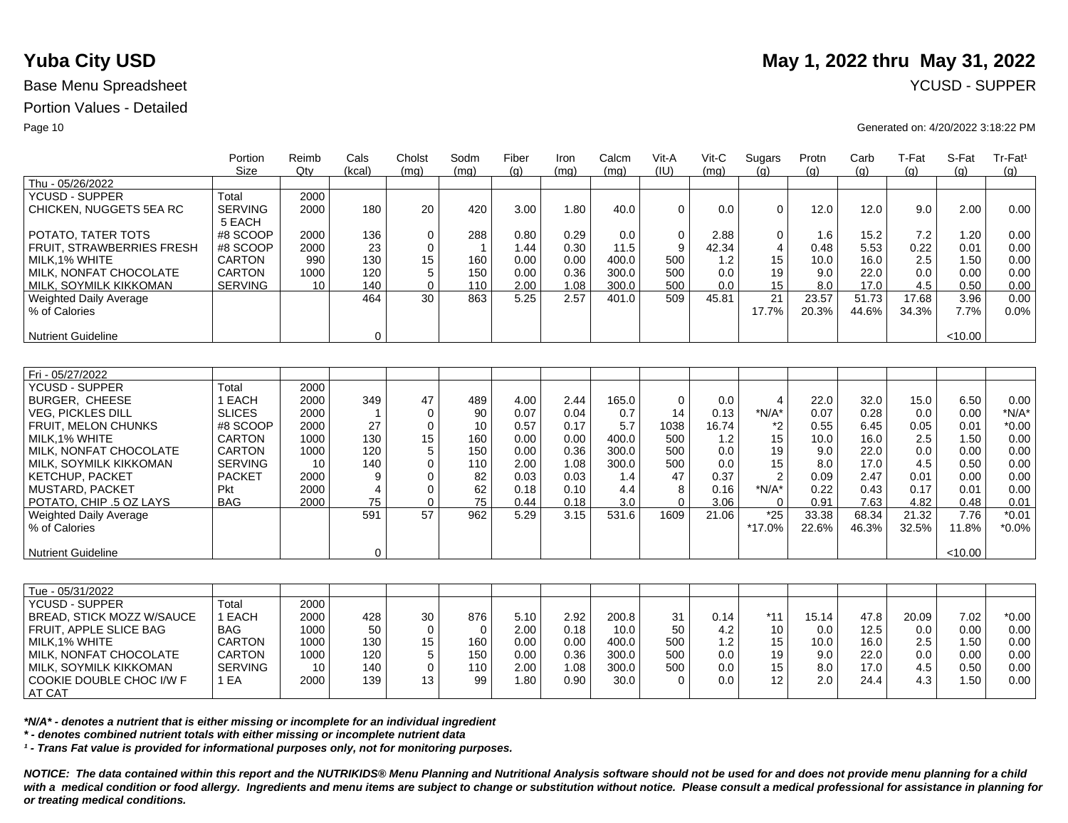**Yuba City USD** **May 1, 2022 thru May 31, 2022**

Base Menu Spreadsheet YCUSD - SUPPER

Portion Values - Detailed

Generated on: 4/20/2022 3:18:22 PM

| | Portion Size | Reimb Qty | Cals (kcal) | Cholst (mg) | Sodm (mg) | Fiber (g) | Iron (mg) | Calcm (mg) | Vit-A (IU) | Vit-C (mg) | Sugars (g) | Protn (g) | Carb (g) | T-Fat (g) | S-Fat (g) | Tr-Fat¹ (g) |
|---|---|---|---|---|---|---|---|---|---|---|---|---|---|---|---|---|
| Thu - 05/26/2022 | | | | | | | | | | | | | | | | |
| YCUSD - SUPPER | Total | 2000 | | | | | | | | | | | | | | |
| CHICKEN, NUGGETS 5EA RC | SERVING 5 EACH | 2000 | 180 | 20 | 420 | 3.00 | 1.80 | 40.0 | 0 | 0.0 | 0 | 12.0 | 12.0 | 9.0 | 2.00 | 0.00 |
| POTATO, TATER TOTS | #8 SCOOP | 2000 | 136 | 0 | 288 | 0.80 | 0.29 | 0.0 | 0 | 2.88 | 0 | 1.6 | 15.2 | 7.2 | 1.20 | 0.00 |
| FRUIT, STRAWBERRIES FRESH | #8 SCOOP | 2000 | 23 | 0 | 1 | 1.44 | 0.30 | 11.5 | 9 | 42.34 | 4 | 0.48 | 5.53 | 0.22 | 0.01 | 0.00 |
| MILK,1% WHITE | CARTON | 990 | 130 | 15 | 160 | 0.00 | 0.00 | 400.0 | 500 | 1.2 | 15 | 10.0 | 16.0 | 2.5 | 1.50 | 0.00 |
| MILK, NONFAT CHOCOLATE | CARTON | 1000 | 120 | 5 | 150 | 0.00 | 0.36 | 300.0 | 500 | 0.0 | 19 | 9.0 | 22.0 | 0.0 | 0.00 | 0.00 |
| MILK, SOYMILK KIKKOMAN | SERVING | 10 | 140 | 0 | 110 | 2.00 | 1.08 | 300.0 | 500 | 0.0 | 15 | 8.0 | 17.0 | 4.5 | 0.50 | 0.00 |
| Weighted Daily Average | | | 464 | 30 | 863 | 5.25 | 2.57 | 401.0 | 509 | 45.81 | 21 | 23.57 | 51.73 | 17.68 | 3.96 | 0.00 |
| % of Calories | | | | | | | | | | | 17.7% | 20.3% | 44.6% | 34.3% | 7.7% | 0.0% |
| Nutrient Guideline | | | 0 | | | | | | | | | | | | <10.00 | |

| | Portion Size | Reimb Qty | Cals (kcal) | Cholst (mg) | Sodm (mg) | Fiber (g) | Iron (mg) | Calcm (mg) | Vit-A (IU) | Vit-C (mg) | Sugars (g) | Protn (g) | Carb (g) | T-Fat (g) | S-Fat (g) | Tr-Fat¹ (g) |
|---|---|---|---|---|---|---|---|---|---|---|---|---|---|---|---|---|
| Fri - 05/27/2022 | | | | | | | | | | | | | | | | |
| YCUSD - SUPPER | Total | 2000 | | | | | | | | | | | | | | |
| BURGER, CHEESE | 1 EACH | 2000 | 349 | 47 | 489 | 4.00 | 2.44 | 165.0 | 0 | 0.0 | 4 | 22.0 | 32.0 | 15.0 | 6.50 | 0.00 |
| VEG, PICKLES DILL | SLICES | 2000 | 1 | 0 | 90 | 0.07 | 0.04 | 0.7 | 14 | 0.13 | *N/A* | 0.07 | 0.28 | 0.0 | 0.00 | *N/A* |
| FRUIT, MELON CHUNKS | #8 SCOOP | 2000 | 27 | 0 | 10 | 0.57 | 0.17 | 5.7 | 1038 | 16.74 | *2 | 0.55 | 6.45 | 0.05 | 0.01 | *0.00 |
| MILK,1% WHITE | CARTON | 1000 | 130 | 15 | 160 | 0.00 | 0.00 | 400.0 | 500 | 1.2 | 15 | 10.0 | 16.0 | 2.5 | 1.50 | 0.00 |
| MILK, NONFAT CHOCOLATE | CARTON | 1000 | 120 | 5 | 150 | 0.00 | 0.36 | 300.0 | 500 | 0.0 | 19 | 9.0 | 22.0 | 0.0 | 0.00 | 0.00 |
| MILK, SOYMILK KIKKOMAN | SERVING | 10 | 140 | 0 | 110 | 2.00 | 1.08 | 300.0 | 500 | 0.0 | 15 | 8.0 | 17.0 | 4.5 | 0.50 | 0.00 |
| KETCHUP, PACKET | PACKET | 2000 | 9 | 0 | 82 | 0.03 | 0.03 | 1.4 | 47 | 0.37 | 2 | 0.09 | 2.47 | 0.01 | 0.00 | 0.00 |
| MUSTARD, PACKET | Pkt | 2000 | 4 | 0 | 62 | 0.18 | 0.10 | 4.4 | 8 | 0.16 | *N/A* | 0.22 | 0.43 | 0.17 | 0.01 | 0.00 |
| POTATO, CHIP .5 OZ LAYS | BAG | 2000 | 75 | 0 | 75 | 0.44 | 0.18 | 3.0 | 0 | 3.06 | 0 | 0.91 | 7.63 | 4.82 | 0.48 | 0.01 |
| Weighted Daily Average | | | 591 | 57 | 962 | 5.29 | 3.15 | 531.6 | 1609 | 21.06 | *25 | 33.38 | 68.34 | 21.32 | 7.76 | *0.01 |
| % of Calories | | | | | | | | | | | *17.0% | 22.6% | 46.3% | 32.5% | 11.8% | *0.0% |
| Nutrient Guideline | | | 0 | | | | | | | | | | | | <10.00 | |

| | Portion Size | Reimb Qty | Cals (kcal) | Cholst (mg) | Sodm (mg) | Fiber (g) | Iron (mg) | Calcm (mg) | Vit-A (IU) | Vit-C (mg) | Sugars (g) | Protn (g) | Carb (g) | T-Fat (g) | S-Fat (g) | Tr-Fat¹ (g) |
|---|---|---|---|---|---|---|---|---|---|---|---|---|---|---|---|---|
| Tue - 05/31/2022 | | | | | | | | | | | | | | | | |
| YCUSD - SUPPER | Total | 2000 | | | | | | | | | | | | | | |
| BREAD, STICK MOZZ W/SAUCE | 1 EACH | 2000 | 428 | 30 | 876 | 5.10 | 2.92 | 200.8 | 31 | 0.14 | *11 | 15.14 | 47.8 | 20.09 | 7.02 | *0.00 |
| FRUIT, APPLE SLICE BAG | BAG | 1000 | 50 | 0 | 0 | 2.00 | 0.18 | 10.0 | 50 | 4.2 | 10 | 0.0 | 12.5 | 0.0 | 0.00 | 0.00 |
| MILK,1% WHITE | CARTON | 1000 | 130 | 15 | 160 | 0.00 | 0.00 | 400.0 | 500 | 1.2 | 15 | 10.0 | 16.0 | 2.5 | 1.50 | 0.00 |
| MILK, NONFAT CHOCOLATE | CARTON | 1000 | 120 | 5 | 150 | 0.00 | 0.36 | 300.0 | 500 | 0.0 | 19 | 9.0 | 22.0 | 0.0 | 0.00 | 0.00 |
| MILK, SOYMILK KIKKOMAN | SERVING | 10 | 140 | 0 | 110 | 2.00 | 1.08 | 300.0 | 500 | 0.0 | 15 | 8.0 | 17.0 | 4.5 | 0.50 | 0.00 |
| COOKIE DOUBLE CHOC I/W F AT CAT | 1 EA | 2000 | 139 | 13 | 99 | 1.80 | 0.90 | 30.0 | 0 | 0.0 | 12 | 2.0 | 24.4 | 4.3 | 1.50 | 0.00 |

***N/A* - denotes a nutrient that is either missing or incomplete for an individual ingredient***

***\* - denotes combined nutrient totals with either missing or incomplete nutrient data***

***¹ - Trans Fat value is provided for informational purposes only, not for monitoring purposes.***

***NOTICE: The data contained within this report and the NUTRIKIDS® Menu Planning and Nutritional Analysis software should not be used for and does not provide menu planning for a child with a medical condition or food allergy. Ingredients and menu items are subject to change or substitution without notice. Please consult a medical professional for assistance in planning for or treating medical conditions.***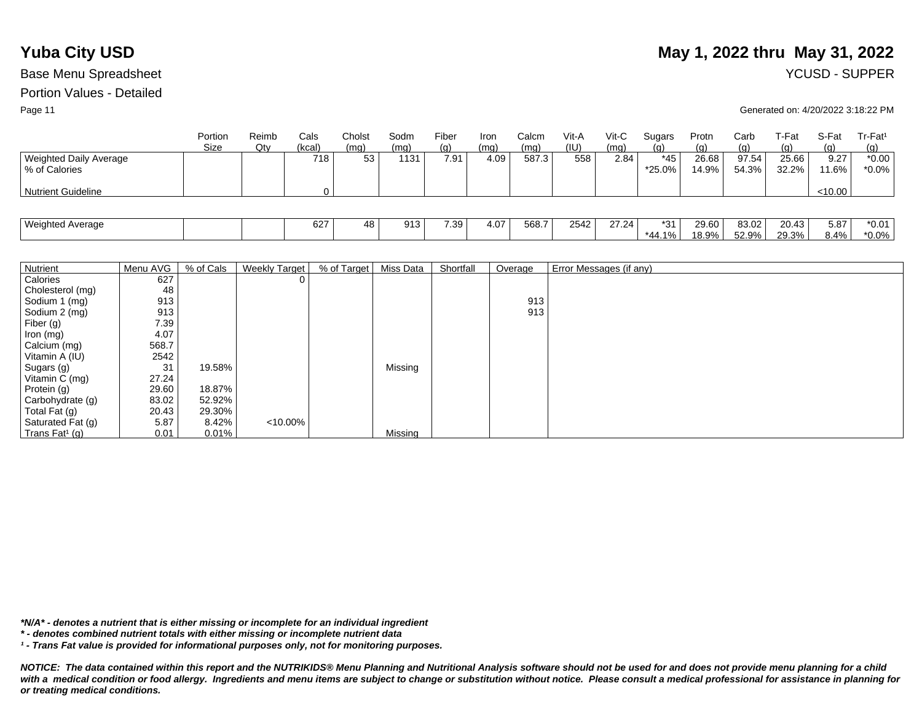# Yuba City USD

**May 1, 2022 thru May 31, 2022**

Base Menu Spreadsheet

YCUSD - SUPPER

Portion Values - Detailed

Generated on: 4/20/2022 3:18:22 PM

| | Portion Size | Reimb Qty | Cals (kcal) | Cholst (mg) | Sodm (mg) | Fiber (g) | Iron (mg) | Calcm (mg) | Vit-A (IU) | Vit-C (mg) | Sugars (g) | Protn (g) | Carb (g) | T-Fat (g) | S-Fat (g) | Tr-Fat[1] (g) |
|---|---|---|---|---|---|---|---|---|---|---|---|---|---|---|---|---|
| Weighted Daily Average | | | 718 | 53 | 1131 | 7.91 | 4.09 | 587.3 | 558 | 2.84 | *45 | 26.68 | 97.54 | 25.66 | 9.27 | *0.00 |
| % of Calories | | | | | | | | | | | *25.0% | 14.9% | 54.3% | 32.2% | 11.6% | *0.0% |
| Nutrient Guideline | | | 0 | | | | | | | | | | | | <10.00 | |
| Weighted Average | | | 627 | 48 | 913 | 7.39 | 4.07 | 568.7 | 2542 | 27.24 | *31 | 29.60 | 83.02 | 20.43 | 5.87 | *0.01 |
| | | | | | | | | | | | *44.1% | 18.9% | 52.9% | 29.3% | 8.4% | *0.0% |

| Nutrient | Menu AVG | % of Cals | Weekly Target | % of Target | Miss Data | Shortfall | Overage | Error Messages (if any) |
|---|---|---|---|---|---|---|---|---|
| Calories | 627 | | 0 | | | | | |
| Cholesterol (mg) | 48 | | | | | | | |
| Sodium 1 (mg) | 913 | | | | | | 913 | |
| Sodium 2 (mg) | 913 | | | | | | 913 | |
| Fiber (g) | 7.39 | | | | | | | |
| Iron (mg) | 4.07 | | | | | | | |
| Calcium (mg) | 568.7 | | | | | | | |
| Vitamin A (IU) | 2542 | | | | | | | |
| Sugars (g) | 31 | 19.58% | | | Missing | | | |
| Vitamin C (mg) | 27.24 | | | | | | | |
| Protein (g) | 29.60 | 18.87% | | | | | | |
| Carbohydrate (g) | 83.02 | 52.92% | | | | | | |
| Total Fat (g) | 20.43 | 29.30% | | | | | | |
| Saturated Fat (g) | 5.87 | 8.42% | <10.00% | | | | | |
| Trans Fat[1] (g) | 0.01 | 0.01% | | | Missing | | | |

***N/A* - denotes a nutrient that is either missing or incomplete for an individual ingredient***

***\* - denotes combined nutrient totals with either missing or incomplete nutrient data***

***[1] - Trans Fat value is provided for informational purposes only, not for monitoring purposes.***

***NOTICE: The data contained within this report and the NUTRIKIDS® Menu Planning and Nutritional Analysis software should not be used for and does not provide menu planning for a child with a medical condition or food allergy. Ingredients and menu items are subject to change or substitution without notice. Please consult a medical professional for assistance in planning for or treating medical conditions.***